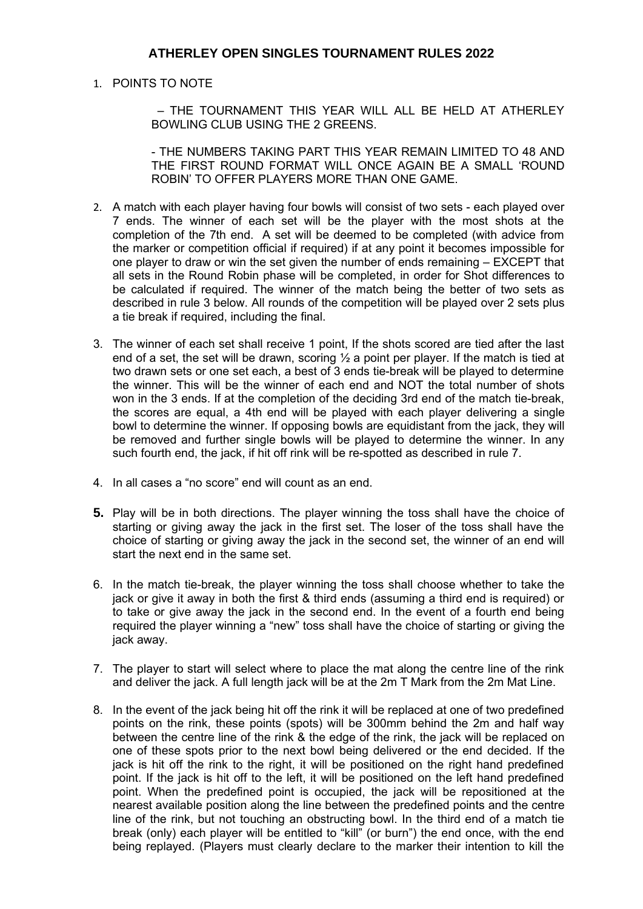# ATHERLEY OPEN SINGLES TOURNAMENT RULES 2022

1. POINTS TO NOTE

   – THE TOURNAMENT THIS YEAR WILL ALL BE HELD AT ATHERLEY BOWLING CLUB USING THE 2 GREENS.

   - THE NUMBERS TAKING PART THIS YEAR REMAIN LIMITED TO 48 AND THE FIRST ROUND FORMAT WILL ONCE AGAIN BE A SMALL 'ROUND ROBIN' TO OFFER PLAYERS MORE THAN ONE GAME.

2. A match with each player having four bowls will consist of two sets - each played over 7 ends. The winner of each set will be the player with the most shots at the completion of the 7th end. A set will be deemed to be completed (with advice from the marker or competition official if required) if at any point it becomes impossible for one player to draw or win the set given the number of ends remaining – EXCEPT that all sets in the Round Robin phase will be completed, in order for Shot differences to be calculated if required. The winner of the match being the better of two sets as described in rule 3 below. All rounds of the competition will be played over 2 sets plus a tie break if required, including the final.

3. The winner of each set shall receive 1 point, If the shots scored are tied after the last end of a set, the set will be drawn, scoring ½ a point per player. If the match is tied at two drawn sets or one set each, a best of 3 ends tie-break will be played to determine the winner. This will be the winner of each end and NOT the total number of shots won in the 3 ends. If at the completion of the deciding 3rd end of the match tie-break, the scores are equal, a 4th end will be played with each player delivering a single bowl to determine the winner. If opposing bowls are equidistant from the jack, they will be removed and further single bowls will be played to determine the winner. In any such fourth end, the jack, if hit off rink will be re-spotted as described in rule 7.

4. In all cases a "no score" end will count as an end.

5. Play will be in both directions. The player winning the toss shall have the choice of starting or giving away the jack in the first set. The loser of the toss shall have the choice of starting or giving away the jack in the second set, the winner of an end will start the next end in the same set.

6. In the match tie-break, the player winning the toss shall choose whether to take the jack or give it away in both the first & third ends (assuming a third end is required) or to take or give away the jack in the second end. In the event of a fourth end being required the player winning a "new" toss shall have the choice of starting or giving the jack away.

7. The player to start will select where to place the mat along the centre line of the rink and deliver the jack. A full length jack will be at the 2m T Mark from the 2m Mat Line.

8. In the event of the jack being hit off the rink it will be replaced at one of two predefined points on the rink, these points (spots) will be 300mm behind the 2m and half way between the centre line of the rink & the edge of the rink, the jack will be replaced on one of these spots prior to the next bowl being delivered or the end decided. If the jack is hit off the rink to the right, it will be positioned on the right hand predefined point. If the jack is hit off to the left, it will be positioned on the left hand predefined point. When the predefined point is occupied, the jack will be repositioned at the nearest available position along the line between the predefined points and the centre line of the rink, but not touching an obstructing bowl. In the third end of a match tie break (only) each player will be entitled to "kill" (or burn") the end once, with the end being replayed. (Players must clearly declare to the marker their intention to kill the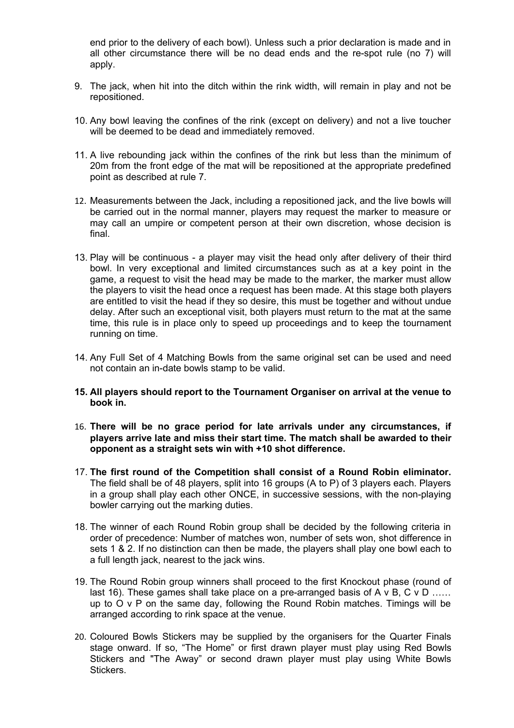end prior to the delivery of each bowl). Unless such a prior declaration is made and in all other circumstance there will be no dead ends and the re-spot rule (no 7) will apply.

9. The jack, when hit into the ditch within the rink width, will remain in play and not be repositioned.

10. Any bowl leaving the confines of the rink (except on delivery) and not a live toucher will be deemed to be dead and immediately removed.

11. A live rebounding jack within the confines of the rink but less than the minimum of 20m from the front edge of the mat will be repositioned at the appropriate predefined point as described at rule 7.

12. Measurements between the Jack, including a repositioned jack, and the live bowls will be carried out in the normal manner, players may request the marker to measure or may call an umpire or competent person at their own discretion, whose decision is final.

13. Play will be continuous - a player may visit the head only after delivery of their third bowl. In very exceptional and limited circumstances such as at a key point in the game, a request to visit the head may be made to the marker, the marker must allow the players to visit the head once a request has been made. At this stage both players are entitled to visit the head if they so desire, this must be together and without undue delay. After such an exceptional visit, both players must return to the mat at the same time, this rule is in place only to speed up proceedings and to keep the tournament running on time.

14. Any Full Set of 4 Matching Bowls from the same original set can be used and need not contain an in-date bowls stamp to be valid.

15. **All players should report to the Tournament Organiser on arrival at the venue to book in.**

16. **There will be no grace period for late arrivals under any circumstances, if players arrive late and miss their start time. The match shall be awarded to their opponent as a straight sets win with +10 shot difference.**

17. **The first round of the Competition shall consist of a Round Robin eliminator.** The field shall be of 48 players, split into 16 groups (A to P) of 3 players each. Players in a group shall play each other ONCE, in successive sessions, with the non-playing bowler carrying out the marking duties.

18. The winner of each Round Robin group shall be decided by the following criteria in order of precedence: Number of matches won, number of sets won, shot difference in sets 1 & 2. If no distinction can then be made, the players shall play one bowl each to a full length jack, nearest to the jack wins.

19. The Round Robin group winners shall proceed to the first Knockout phase (round of last 16). These games shall take place on a pre-arranged basis of A v B, C v D …… up to O v P on the same day, following the Round Robin matches. Timings will be arranged according to rink space at the venue.

20. Coloured Bowls Stickers may be supplied by the organisers for the Quarter Finals stage onward. If so, "The Home" or first drawn player must play using Red Bowls Stickers and "The Away" or second drawn player must play using White Bowls Stickers.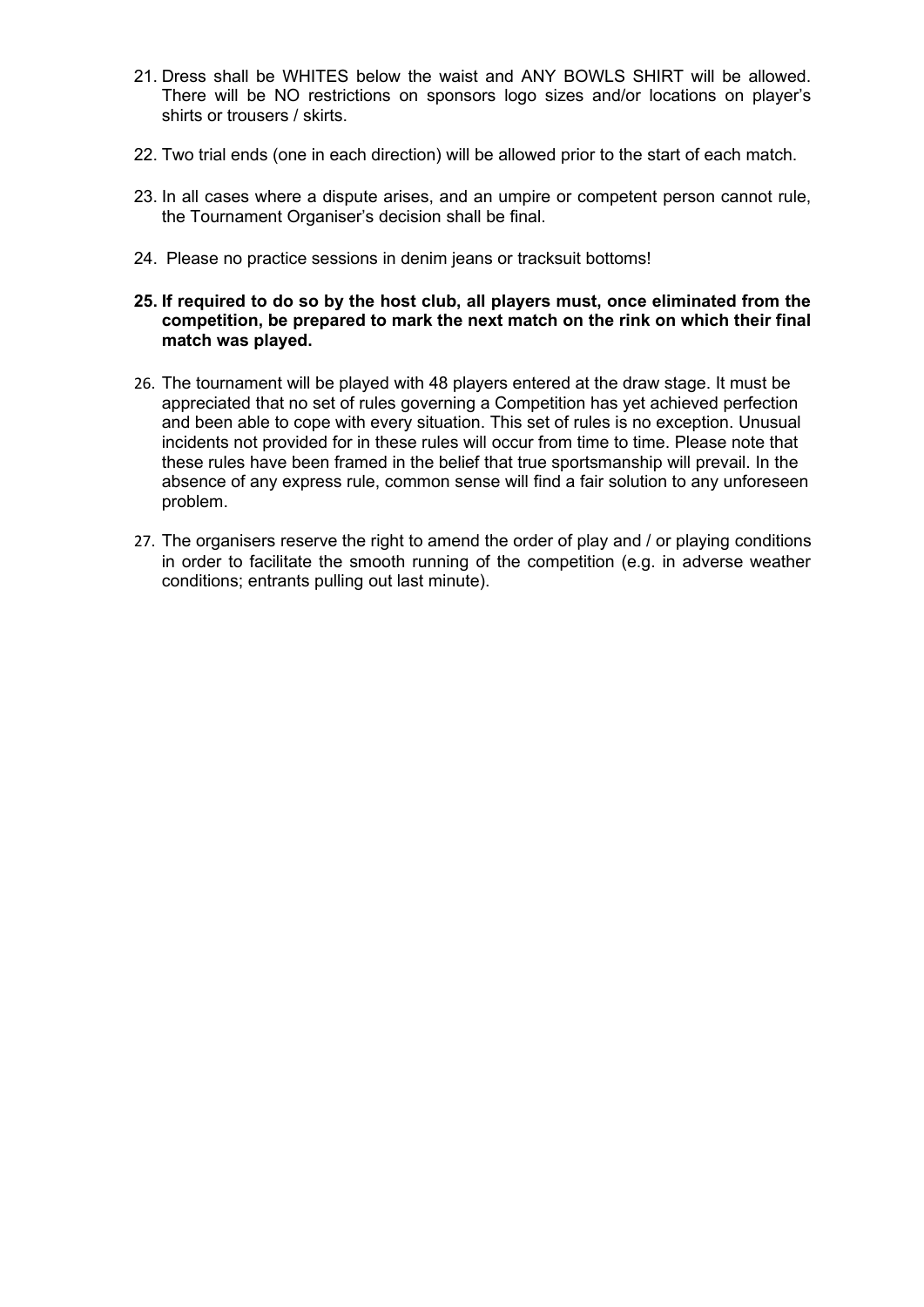21. Dress shall be WHITES below the waist and ANY BOWLS SHIRT will be allowed. There will be NO restrictions on sponsors logo sizes and/or locations on player's shirts or trousers / skirts.

22. Two trial ends (one in each direction) will be allowed prior to the start of each match.

23. In all cases where a dispute arises, and an umpire or competent person cannot rule, the Tournament Organiser's decision shall be final.

24. Please no practice sessions in denim jeans or tracksuit bottoms!

25. **If required to do so by the host club, all players must, once eliminated from the competition, be prepared to mark the next match on the rink on which their final match was played.**

26. The tournament will be played with 48 players entered at the draw stage. It must be appreciated that no set of rules governing a Competition has yet achieved perfection and been able to cope with every situation. This set of rules is no exception. Unusual incidents not provided for in these rules will occur from time to time. Please note that these rules have been framed in the belief that true sportsmanship will prevail. In the absence of any express rule, common sense will find a fair solution to any unforeseen problem.

27. The organisers reserve the right to amend the order of play and / or playing conditions in order to facilitate the smooth running of the competition (e.g. in adverse weather conditions; entrants pulling out last minute).